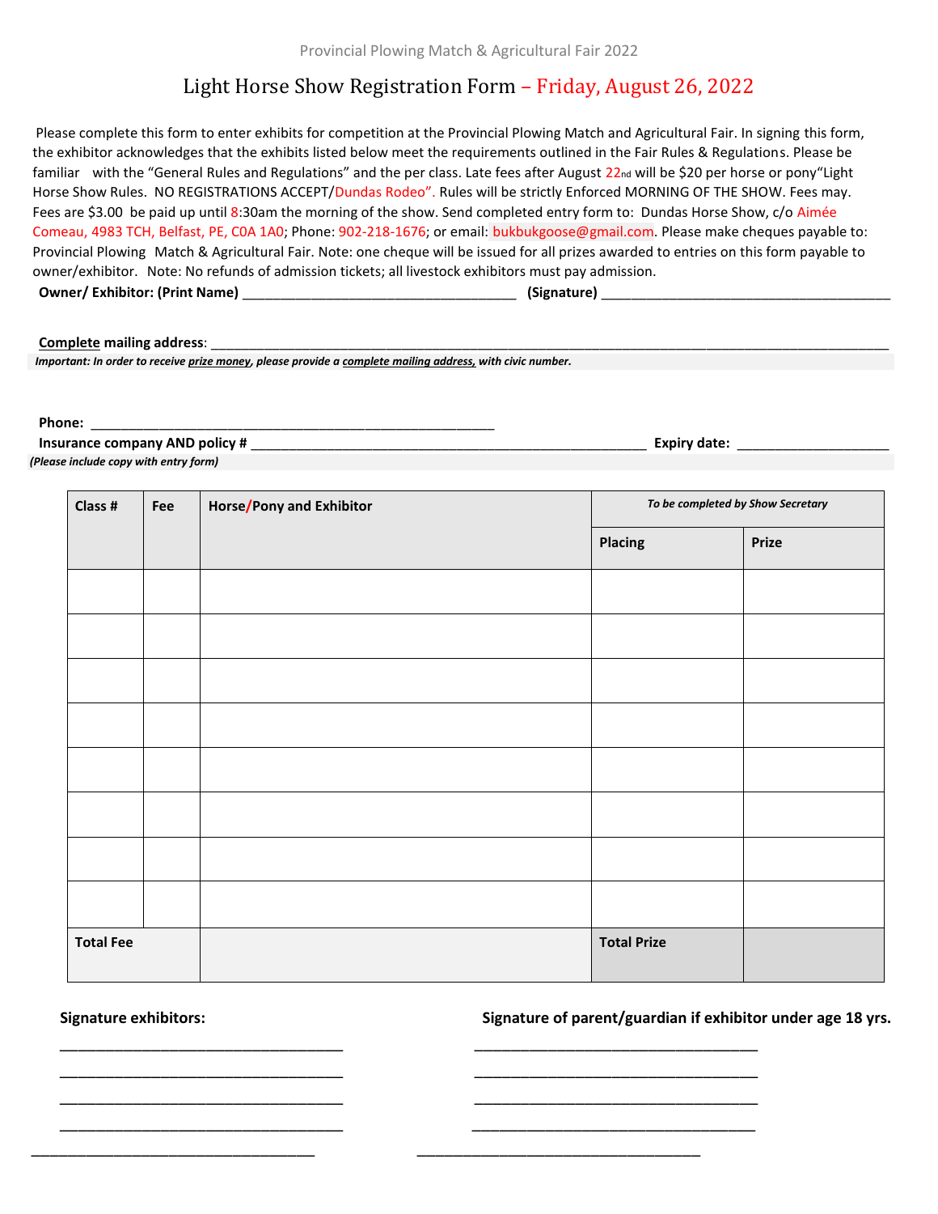Provincial Plowing Match & Agricultural Fair 2022

# Light Horse Show Registration Form – Friday, August 26, 2022

Please complete this form to enter exhibits for competition at the Provincial Plowing Match and Agricultural Fair. In signing this form, the exhibitor acknowledges that the exhibits listed below meet the requirements outlined in the Fair Rules & Regulations. Please be familiar with the "General Rules and Regulations" and the per class. Late fees after August 22nd will be $20 per horse or pony"Light Horse Show Rules. NO REGISTRATIONS ACCEPT/Dundas Rodeo". Rules will be strictly Enforced MORNING OF THE SHOW. Fees may. Fees are $3.00 be paid up until 8:30am the morning of the show. Send completed entry form to: Dundas Horse Show, c/o Aimée Comeau, 4983 TCH, Belfast, PE, C0A 1A0; Phone: 902-218-1676; or email: bukbukgoose@gmail.com. Please make cheques payable to: Provincial Plowing Match & Agricultural Fair. Note: one cheque will be issued for all prizes awarded to entries on this form payable to owner/exhibitor. Note: No refunds of admission tickets; all livestock exhibitors must pay admission.

**Owner/ Exhibitor: (Print Name)** ___________________________________ **(Signature)** _____________________________________

**Complete mailing address**: _____________________________________________________________________________________

***Important: In order to receive prize money, please provide a complete mailing address, with civic number.***

**Phone:** ____________________________________________________

**Insurance company AND policy #** ___________________________________________________ **Expiry date:** ____________________

***(Please include copy with entry form)***

| Class # | Fee | Horse/Pony and Exhibitor | *To be completed by Show Secretary* | |
|---|---|---|---|---|
| | | | **Placing** | **Prize** |
| | | | | |
| | | | | |
| | | | | |
| | | | | |
| | | | | |
| | | | | |
| | | | | |
| | | | | |
| **Total Fee** | | | **Total Prize** | |

**Signature exhibitors:** | **Signature of parent/guardian if exhibitor under age 18 yrs.**

____________________________________ ____________________________________

____________________________________ ____________________________________

____________________________________ ____________________________________

____________________________________ ____________________________________

____________________________________ ____________________________________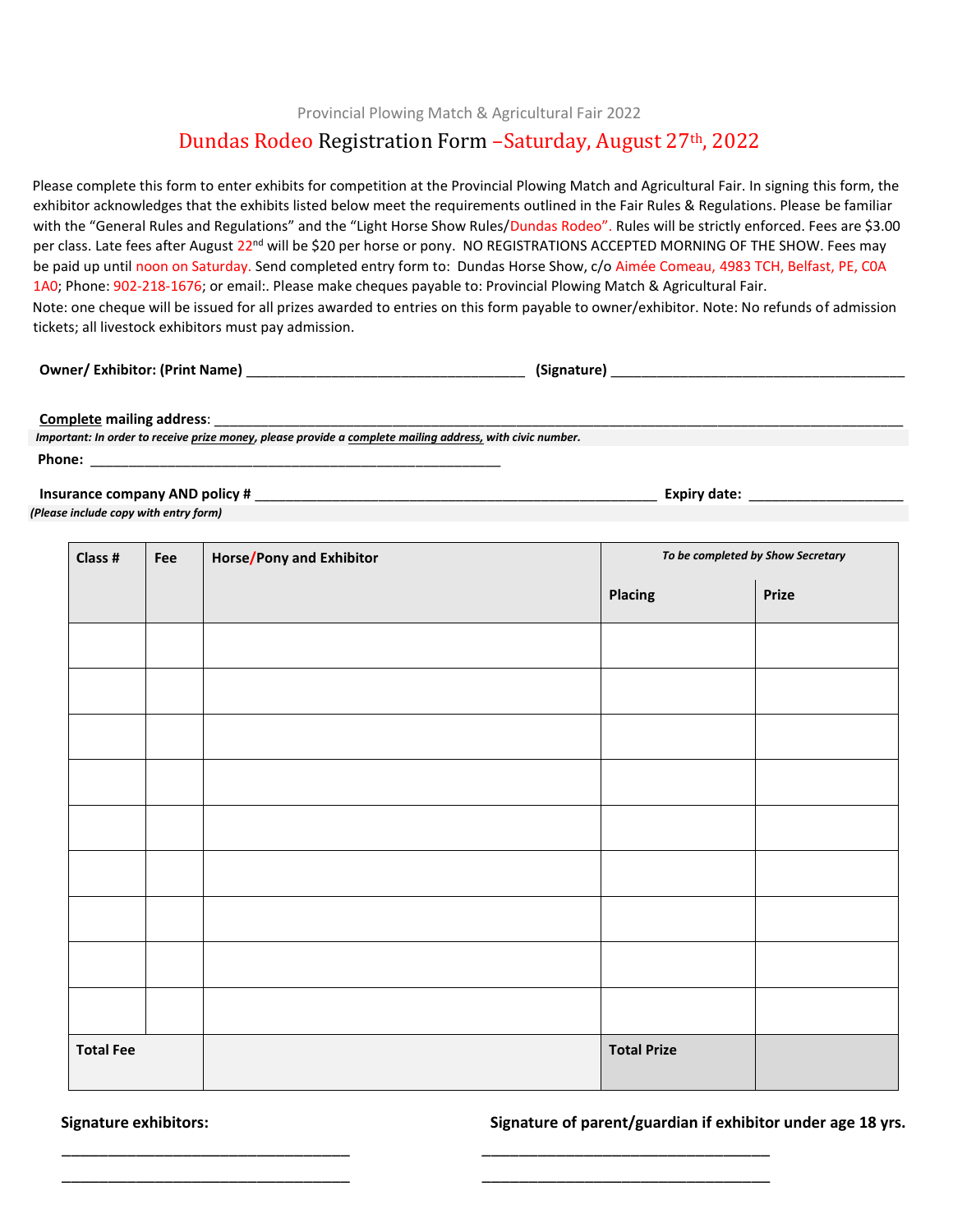Provincial Plowing Match & Agricultural Fair 2022

# Dundas Rodeo Registration Form –Saturday, August 27th, 2022

Please complete this form to enter exhibits for competition at the Provincial Plowing Match and Agricultural Fair. In signing this form, the exhibitor acknowledges that the exhibits listed below meet the requirements outlined in the Fair Rules & Regulations. Please be familiar with the "General Rules and Regulations" and the "Light Horse Show Rules/Dundas Rodeo". Rules will be strictly enforced. Fees are $3.00 per class. Late fees after August 22nd will be $20 per horse or pony. NO REGISTRATIONS ACCEPTED MORNING OF THE SHOW. Fees may be paid up until noon on Saturday. Send completed entry form to: Dundas Horse Show, c/o Aimée Comeau, 4983 TCH, Belfast, PE, C0A 1A0; Phone: 902-218-1676; or email:. Please make cheques payable to: Provincial Plowing Match & Agricultural Fair.
Note: one cheque will be issued for all prizes awarded to entries on this form payable to owner/exhibitor. Note: No refunds of admission tickets; all livestock exhibitors must pay admission.

**Owner/ Exhibitor: (Print Name)** ___________________________________ **(Signature)** _____________________________________

**Complete mailing address**: ____________________________________________________________________________________________

***Important: In order to receive prize money, please provide a complete mailing address, with civic number.***

**Phone:** ____________________________________________________

**Insurance company AND policy #** __________________________________________________ **Expiry date:** ____________________

***(Please include copy with entry form)***

| Class # | Fee | Horse/Pony and Exhibitor | *To be completed by Show Secretary* | |
|---|---|---|---|---|
| | | | Placing | Prize |
| | | | | |
| | | | | |
| | | | | |
| | | | | |
| | | | | |
| | | | | |
| | | | | |
| | | | | |
| | | | | |
| **Total Fee** | | | **Total Prize** | |

**Signature exhibitors:**

____________________________________

____________________________________

**Signature of parent/guardian if exhibitor under age 18 yrs.**

____________________________________

____________________________________